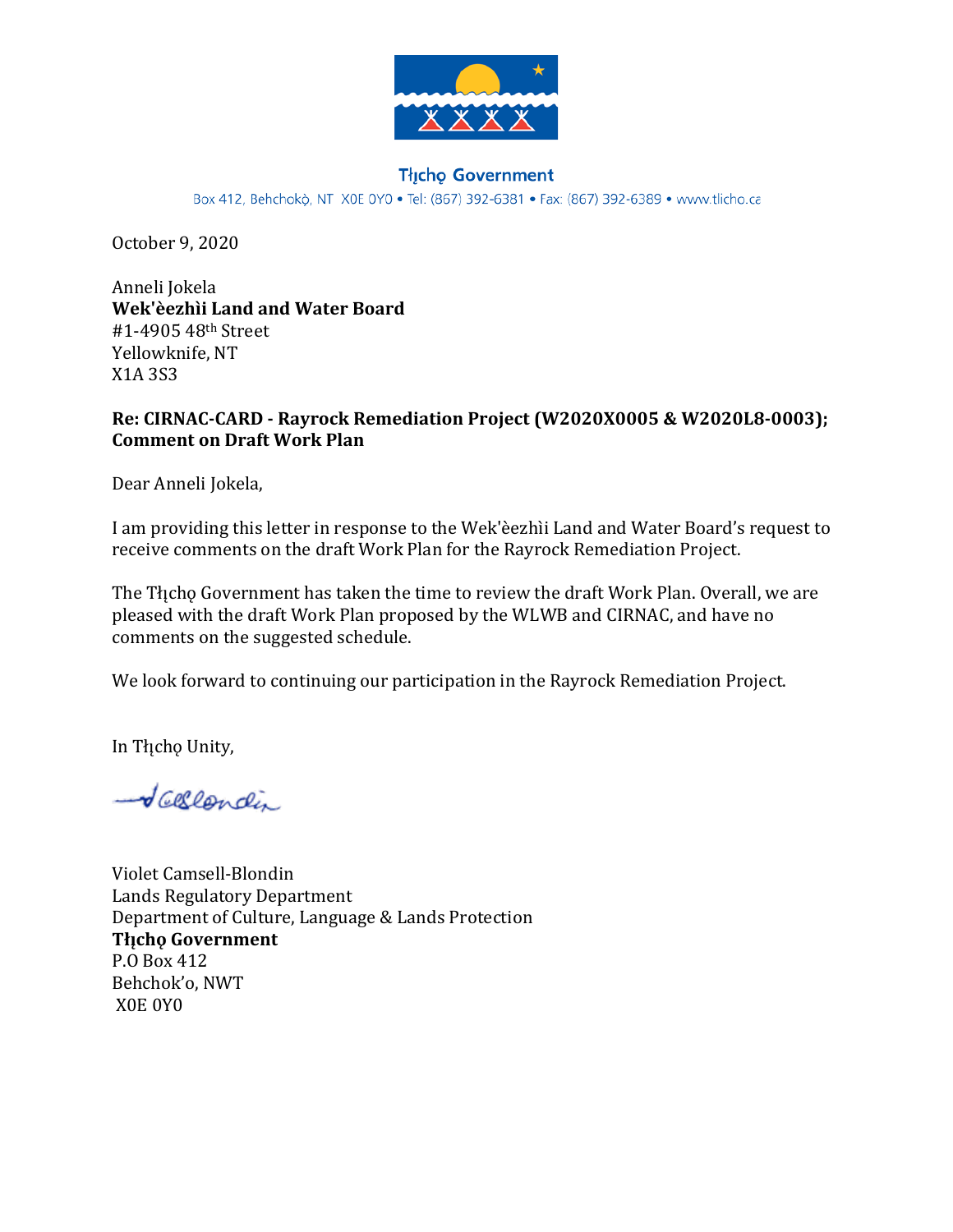**Tłı̨chǫ Government**

Box 412, Behchokǫ̀, NT X0E 0Y0 • Tel: (867) 392-6381 • Fax: (867) 392-6389 • www.tlicho.ca

October 9, 2020

Anneli Jokela
**Wek'èezhìi Land and Water Board**
#1-4905 48th Street
Yellowknife, NT
X1A 3S3

**Re: CIRNAC-CARD - Rayrock Remediation Project (W2020X0005 & W2020L8-0003); Comment on Draft Work Plan**

Dear Anneli Jokela,

I am providing this letter in response to the Wek'èezhìi Land and Water Board's request to receive comments on the draft Work Plan for the Rayrock Remediation Project.

The Tłı̨chǫ Government has taken the time to review the draft Work Plan. Overall, we are pleased with the draft Work Plan proposed by the WLWB and CIRNAC, and have no comments on the suggested schedule.

We look forward to continuing our participation in the Rayrock Remediation Project.

In Tłı̨chǫ Unity,

Violet Camsell-Blondin
Lands Regulatory Department
Department of Culture, Language & Lands Protection
**Tłı̨chǫ Government**
P.O Box 412
Behchok'o, NWT
X0E 0Y0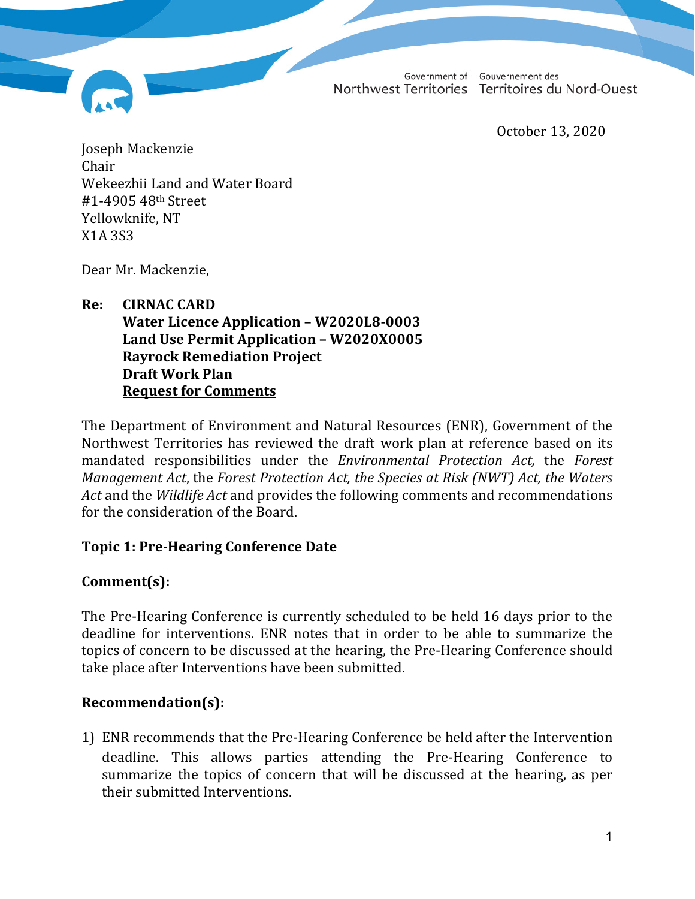Government of Northwest Territories Gouvernement des Territoires du Nord-Ouest

October 13, 2020

Joseph Mackenzie
Chair
Wekeezhii Land and Water Board
#1-4905 48th Street
Yellowknife, NT
X1A 3S3

Dear Mr. Mackenzie,

**Re: CIRNAC CARD**
**Water Licence Application – W2020L8-0003**
**Land Use Permit Application – W2020X0005**
**Rayrock Remediation Project**
**Draft Work Plan**
**<u>Request for Comments</u>**

The Department of Environment and Natural Resources (ENR), Government of the Northwest Territories has reviewed the draft work plan at reference based on its mandated responsibilities under the *Environmental Protection Act,* the *Forest Management Act*, the *Forest Protection Act, the Species at Risk (NWT) Act, the Waters Act* and the *Wildlife Act* and provides the following comments and recommendations for the consideration of the Board.

**Topic 1: Pre-Hearing Conference Date**

**Comment(s):**

The Pre-Hearing Conference is currently scheduled to be held 16 days prior to the deadline for interventions. ENR notes that in order to be able to summarize the topics of concern to be discussed at the hearing, the Pre-Hearing Conference should take place after Interventions have been submitted.

**Recommendation(s):**

1) ENR recommends that the Pre-Hearing Conference be held after the Intervention deadline. This allows parties attending the Pre-Hearing Conference to summarize the topics of concern that will be discussed at the hearing, as per their submitted Interventions.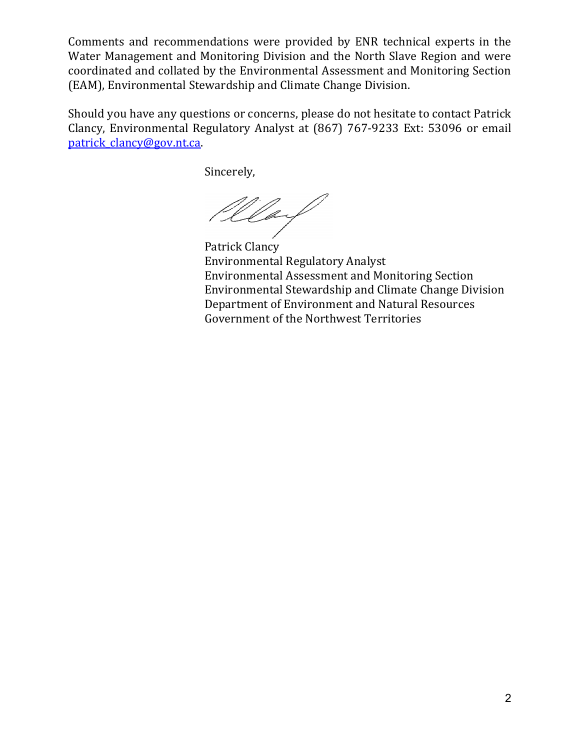Comments and recommendations were provided by ENR technical experts in the Water Management and Monitoring Division and the North Slave Region and were coordinated and collated by the Environmental Assessment and Monitoring Section (EAM), Environmental Stewardship and Climate Change Division.

Should you have any questions or concerns, please do not hesitate to contact Patrick Clancy, Environmental Regulatory Analyst at (867) 767-9233 Ext: 53096 or email patrick_clancy@gov.nt.ca.

Sincerely,

Patrick Clancy
Environmental Regulatory Analyst
Environmental Assessment and Monitoring Section
Environmental Stewardship and Climate Change Division
Department of Environment and Natural Resources
Government of the Northwest Territories